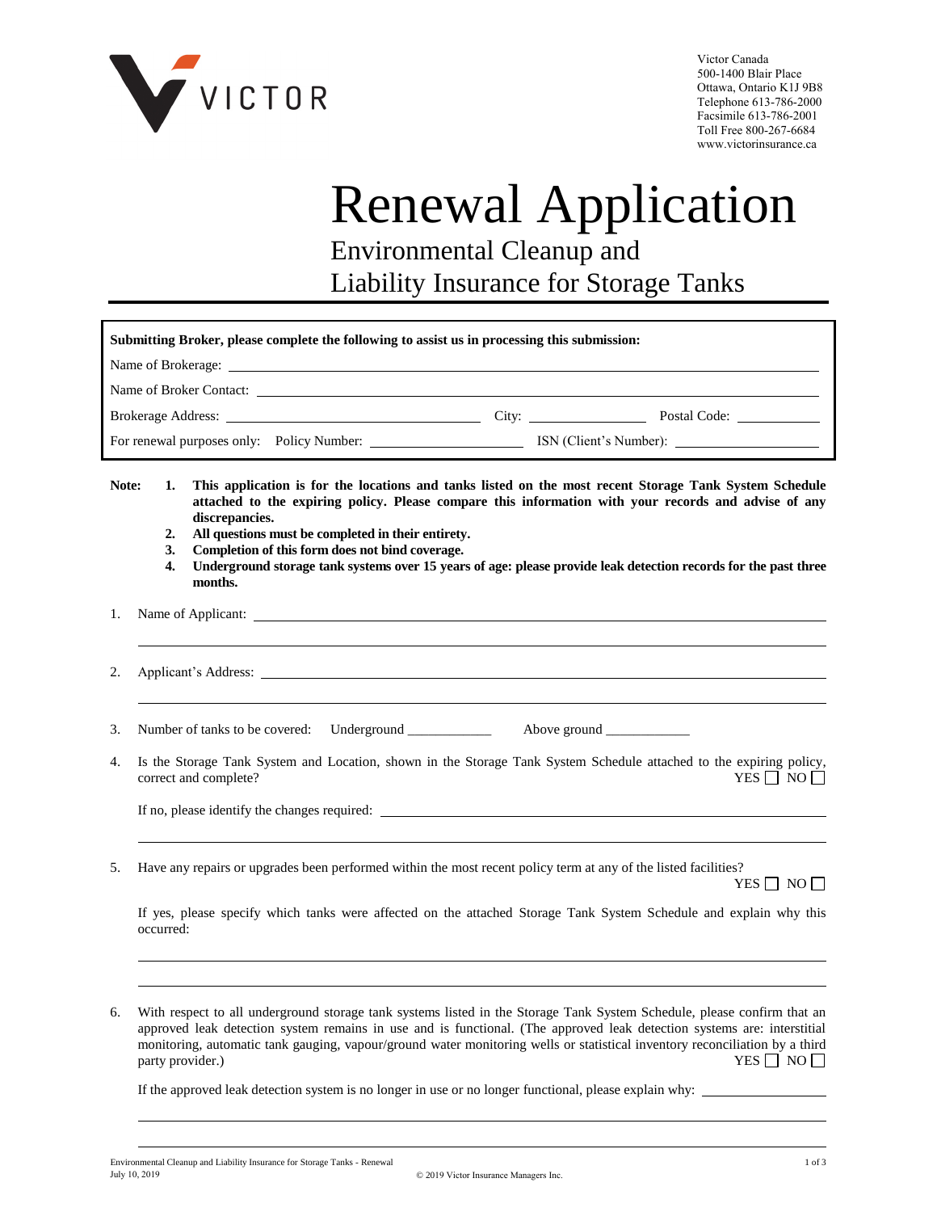VICTOR

Victor Canada
500-1400 Blair Place
Ottawa, Ontario K1J 9B8
Telephone 613-786-2000
Facsimile 613-786-2001
Toll Free 800-267-6684
www.victorinsurance.ca

# Renewal Application

## Environmental Cleanup and Liability Insurance for Storage Tanks

**Submitting Broker, please complete the following to assist us in processing this submission:**

Name of Brokerage: ______________________________

Name of Broker Contact: ______________________________

Brokerage Address: ______________________ City: ______________ Postal Code: ____________

For renewal purposes only: Policy Number: ____________________ ISN (Client's Number): ____________________

**Note:**

1. **This application is for the locations and tanks listed on the most recent Storage Tank System Schedule attached to the expiring policy. Please compare this information with your records and advise of any discrepancies.**
2. **All questions must be completed in their entirety.**
3. **Completion of this form does not bind coverage.**
4. **Underground storage tank systems over 15 years of age: please provide leak detection records for the past three months.**

1. Name of Applicant: ______________________________

2. Applicant's Address: ______________________________

3. Number of tanks to be covered: Underground ____________ Above ground ____________

4. Is the Storage Tank System and Location, shown in the Storage Tank System Schedule attached to the expiring policy, correct and complete? YES ☐ NO ☐

   If no, please identify the changes required: ______________________________

5. Have any repairs or upgrades been performed within the most recent policy term at any of the listed facilities? YES ☐ NO ☐

   If yes, please specify which tanks were affected on the attached Storage Tank System Schedule and explain why this occurred:

   ______________________________

6. With respect to all underground storage tank systems listed in the Storage Tank System Schedule, please confirm that an approved leak detection system remains in use and is functional. (The approved leak detection systems are: interstitial monitoring, automatic tank gauging, vapour/ground water monitoring wells or statistical inventory reconciliation by a third party provider.) YES ☐ NO ☐

   If the approved leak detection system is no longer in use or no longer functional, please explain why: ______________________________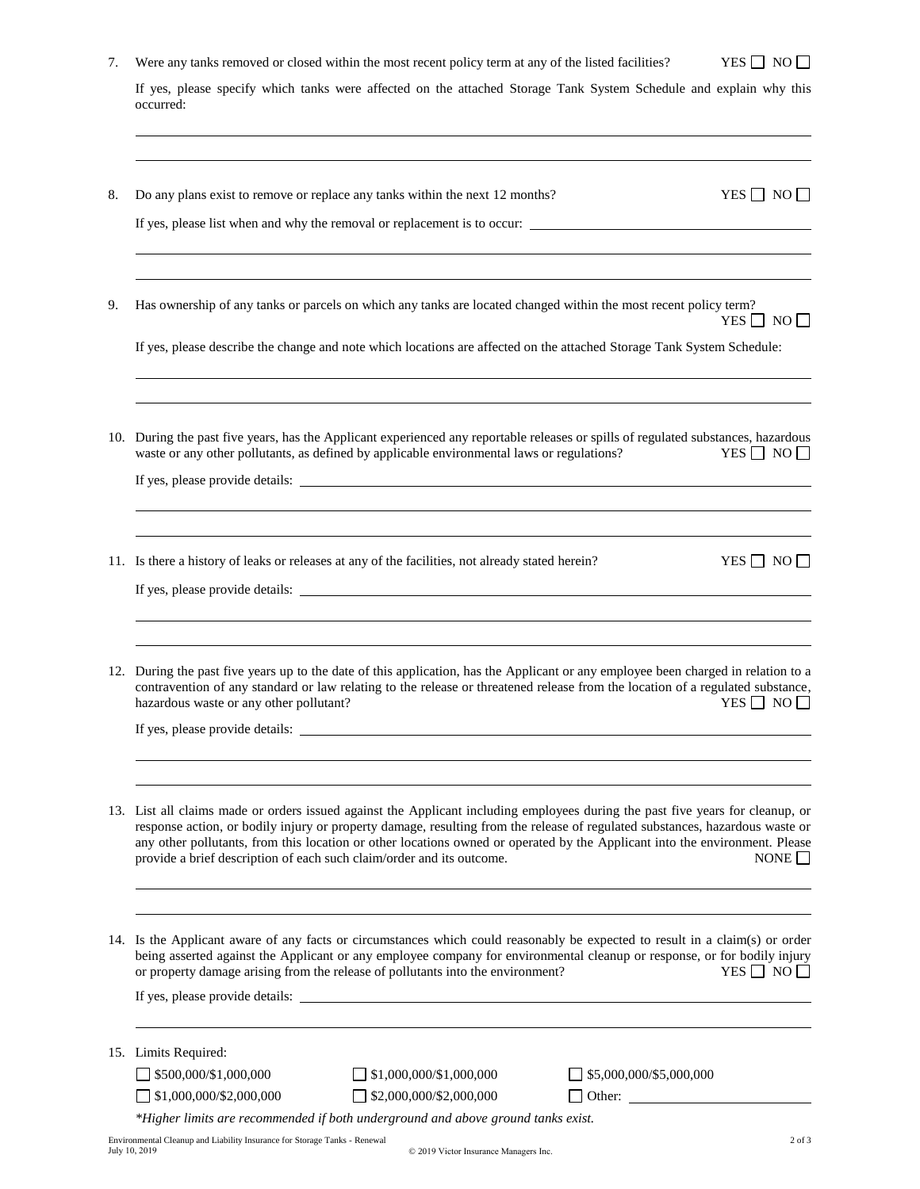7. Were any tanks removed or closed within the most recent policy term at any of the listed facilities? YES ☐ NO ☐

   If yes, please specify which tanks were affected on the attached Storage Tank System Schedule and explain why this occurred:

   ______________________________________________________________________

   ______________________________________________________________________

8. Do any plans exist to remove or replace any tanks within the next 12 months? YES ☐ NO ☐

   If yes, please list when and why the removal or replacement is to occur: ______________________________

   ______________________________________________________________________

   ______________________________________________________________________

9. Has ownership of any tanks or parcels on which any tanks are located changed within the most recent policy term? YES ☐ NO ☐

   If yes, please describe the change and note which locations are affected on the attached Storage Tank System Schedule:

   ______________________________________________________________________

   ______________________________________________________________________

10. During the past five years, has the Applicant experienced any reportable releases or spills of regulated substances, hazardous waste or any other pollutants, as defined by applicable environmental laws or regulations? YES ☐ NO ☐

    If yes, please provide details: ______________________________________________

    ______________________________________________________________________

    ______________________________________________________________________

11. Is there a history of leaks or releases at any of the facilities, not already stated herein? YES ☐ NO ☐

    If yes, please provide details: ______________________________________________

    ______________________________________________________________________

    ______________________________________________________________________

12. During the past five years up to the date of this application, has the Applicant or any employee been charged in relation to a contravention of any standard or law relating to the release or threatened release from the location of a regulated substance, hazardous waste or any other pollutant? YES ☐ NO ☐

    If yes, please provide details: ______________________________________________

    ______________________________________________________________________

    ______________________________________________________________________

13. List all claims made or orders issued against the Applicant including employees during the past five years for cleanup, or response action, or bodily injury or property damage, resulting from the release of regulated substances, hazardous waste or any other pollutants, from this location or other locations owned or operated by the Applicant into the environment. Please provide a brief description of each such claim/order and its outcome. NONE ☐

    ______________________________________________________________________

    ______________________________________________________________________

14. Is the Applicant aware of any facts or circumstances which could reasonably be expected to result in a claim(s) or order being asserted against the Applicant or any employee company for environmental cleanup or response, or for bodily injury or property damage arising from the release of pollutants into the environment? YES ☐ NO ☐

    If yes, please provide details: ______________________________________________

    ______________________________________________________________________

15. Limits Required:

    ☐ \$500,000/\$1,000,000 ☐ \$1,000,000/\$1,000,000 ☐ \$5,000,000/\$5,000,000

    ☐ \$1,000,000/\$2,000,000 ☐ \$2,000,000/\$2,000,000 ☐ Other: ______________

    *\*Higher limits are recommended if both underground and above ground tanks exist.*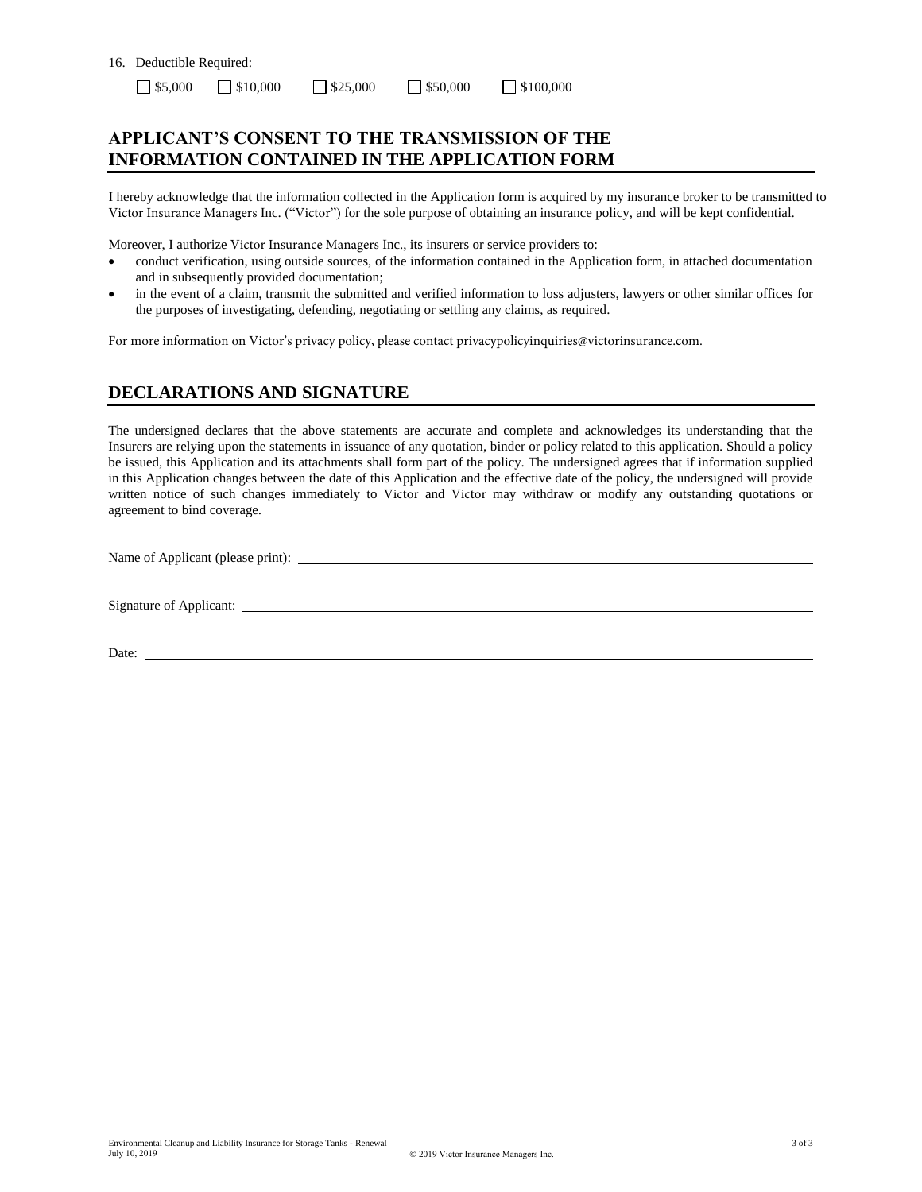16. Deductible Required:

☐ $5,000 ☐ $10,000 ☐ $25,000 ☐ $50,000 ☐ $100,000

## APPLICANT'S CONSENT TO THE TRANSMISSION OF THE INFORMATION CONTAINED IN THE APPLICATION FORM

I hereby acknowledge that the information collected in the Application form is acquired by my insurance broker to be transmitted to Victor Insurance Managers Inc. ("Victor") for the sole purpose of obtaining an insurance policy, and will be kept confidential.

Moreover, I authorize Victor Insurance Managers Inc., its insurers or service providers to:

- conduct verification, using outside sources, of the information contained in the Application form, in attached documentation and in subsequently provided documentation;
- in the event of a claim, transmit the submitted and verified information to loss adjusters, lawyers or other similar offices for the purposes of investigating, defending, negotiating or settling any claims, as required.

For more information on Victor's privacy policy, please contact privacypolicyinquiries@victorinsurance.com.

## DECLARATIONS AND SIGNATURE

The undersigned declares that the above statements are accurate and complete and acknowledges its understanding that the Insurers are relying upon the statements in issuance of any quotation, binder or policy related to this application. Should a policy be issued, this Application and its attachments shall form part of the policy. The undersigned agrees that if information supplied in this Application changes between the date of this Application and the effective date of the policy, the undersigned will provide written notice of such changes immediately to Victor and Victor may withdraw or modify any outstanding quotations or agreement to bind coverage.

Name of Applicant (please print): ______________________________

Signature of Applicant: ______________________________

Date: ______________________________